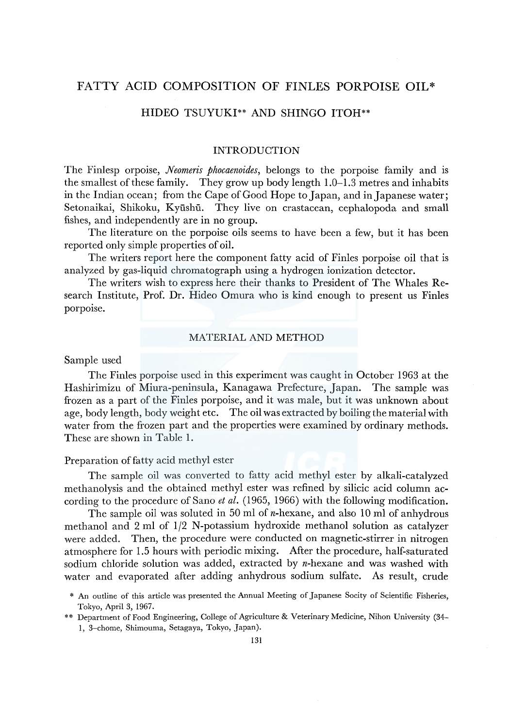# FATTY ACID COMPOSITION OF FINLES PORPOISE OIL*

HIDEO TSUYUKI** AND SHINGO ITOH**

## INTRODUCTION

The Finlesp orpoise, *Neomeris phocaenoides*, belongs to the porpoise family and is the smallest of these family. They grow up body length 1.0–1.3 metres and inhabits in the Indian ocean; from the Cape of Good Hope to Japan, and in Japanese water; Setonaikai, Shikoku, Kyūshū. They live on crastacean, cephalopoda and small fishes, and independently are in no group.

The literature on the porpoise oils seems to have been a few, but it has been reported only simple properties of oil.

The writers report here the component fatty acid of Finles porpoise oil that is analyzed by gas-liquid chromatograph using a hydrogen ionization detector.

The writers wish to express here their thanks to President of The Whales Research Institute, Prof. Dr. Hideo Omura who is kind enough to present us Finles porpoise.

## MATERIAL AND METHOD

### Sample used

The Finles porpoise used in this experiment was caught in October 1963 at the Hashirimizu of Miura-peninsula, Kanagawa Prefecture, Japan. The sample was frozen as a part of the Finles porpoise, and it was male, but it was unknown about age, body length, body weight etc. The oil was extracted by boiling the material with water from the frozen part and the properties were examined by ordinary methods. These are shown in Table 1.

### Preparation of fatty acid methyl ester

The sample oil was converted to fatty acid methyl ester by alkali-catalyzed methanolysis and the obtained methyl ester was refined by silicic acid column according to the procedure of Sano *et al.* (1965, 1966) with the following modification.

The sample oil was soluted in 50 ml of *n*-hexane, and also 10 ml of anhydrous methanol and 2 ml of 1/2 N-potassium hydroxide methanol solution as catalyzer were added. Then, the procedure were conducted on magnetic-stirrer in nitrogen atmosphere for 1.5 hours with periodic mixing. After the procedure, half-saturated sodium chloride solution was added, extracted by *n*-hexane and was washed with water and evaporated after adding anhydrous sodium sulfate. As result, crude

\* An outline of this article was presented the Annual Meeting of Japanese Socity of Scientific Fisheries, Tokyo, April 3, 1967.

\*\* Department of Food Engineering, College of Agriculture & Veterinary Medicine, Nihon University (34–1, 3-chome, Shimouma, Setagaya, Tokyo, Japan).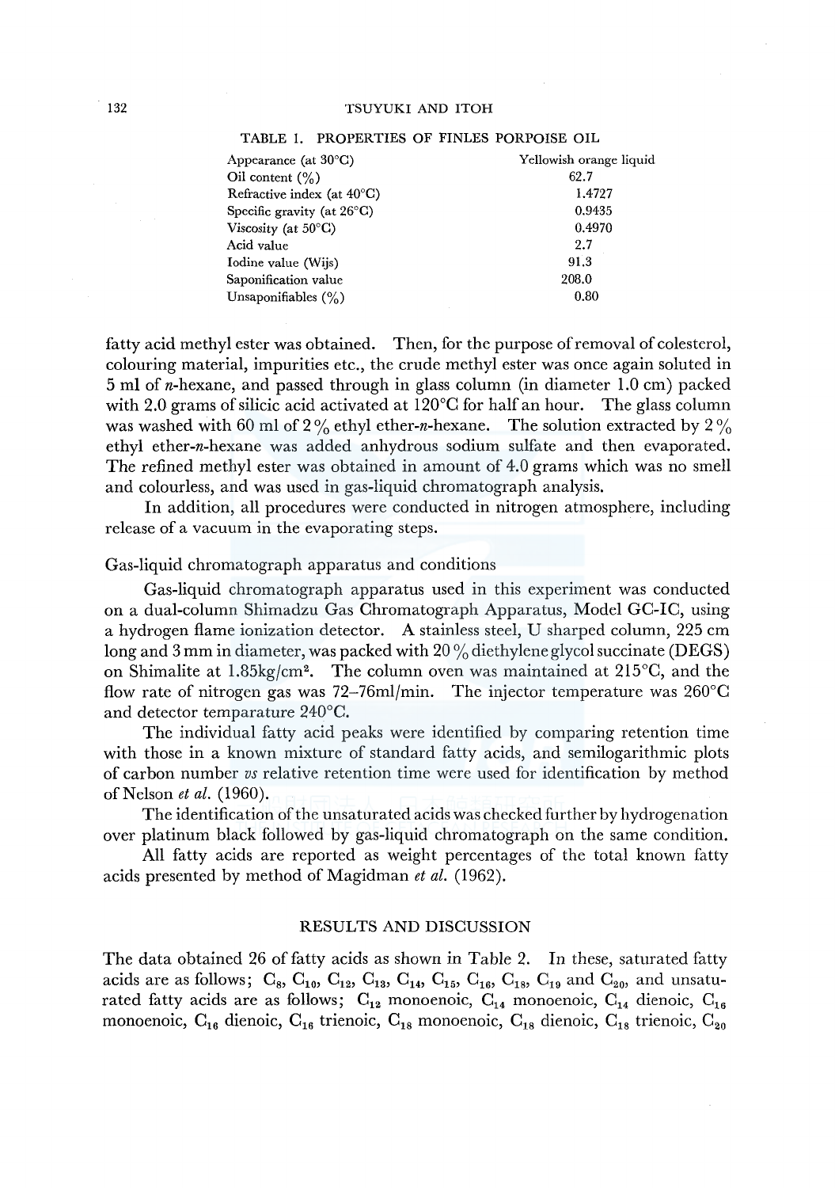TABLE 1. PROPERTIES OF FINLES PORPOISE OIL

| Property | Value |
|---|---|
| Appearance (at 30°C) | Yellowish orange liquid |
| Oil content (%) | 62.7 |
| Refractive index (at 40°C) | 1.4727 |
| Specific gravity (at 26°C) | 0.9435 |
| Viscosity (at 50°C) | 0.4970 |
| Acid value | 2.7 |
| Iodine value (Wijs) | 91.3 |
| Saponification value | 208.0 |
| Unsaponifiables (%) | 0.80 |

fatty acid methyl ester was obtained. Then, for the purpose of removal of colesterol, colouring material, impurities etc., the crude methyl ester was once again soluted in 5 ml of *n*-hexane, and passed through in glass column (in diameter 1.0 cm) packed with 2.0 grams of silicic acid activated at 120°C for half an hour. The glass column was washed with 60 ml of 2% ethyl ether-*n*-hexane. The solution extracted by 2% ethyl ether-*n*-hexane was added anhydrous sodium sulfate and then evaporated. The refined methyl ester was obtained in amount of 4.0 grams which was no smell and colourless, and was used in gas-liquid chromatograph analysis.

In addition, all procedures were conducted in nitrogen atmosphere, including release of a vacuum in the evaporating steps.

## Gas-liquid chromatograph apparatus and conditions

Gas-liquid chromatograph apparatus used in this experiment was conducted on a dual-column Shimadzu Gas Chromatograph Apparatus, Model GC-IC, using a hydrogen flame ionization detector. A stainless steel, U sharped column, 225 cm long and 3 mm in diameter, was packed with 20% diethylene glycol succinate (DEGS) on Shimalite at 1.85kg/cm$^2$. The column oven was maintained at 215°C, and the flow rate of nitrogen gas was 72–76ml/min. The injector temperature was 260°C and detector temparature 240°C.

The individual fatty acid peaks were identified by comparing retention time with those in a known mixture of standard fatty acids, and semilogarithmic plots of carbon number *vs* relative retention time were used for identification by method of Nelson *et al.* (1960).

The identification of the unsaturated acids was checked further by hydrogenation over platinum black followed by gas-liquid chromatograph on the same condition.

All fatty acids are reported as weight percentages of the total known fatty acids presented by method of Magidman *et al.* (1962).

## RESULTS AND DISCUSSION

The data obtained 26 of fatty acids as shown in Table 2. In these, saturated fatty acids are as follows; $C_8$, $C_{10}$, $C_{12}$, $C_{13}$, $C_{14}$, $C_{15}$, $C_{16}$, $C_{18}$, $C_{19}$ and $C_{20}$, and unsaturated fatty acids are as follows; $C_{12}$ monoenoic, $C_{14}$ monoenoic, $C_{14}$ dienoic, $C_{16}$ monoenoic, $C_{16}$ dienoic, $C_{16}$ trienoic, $C_{18}$ monoenoic, $C_{18}$ dienoic, $C_{18}$ trienoic, $C_{20}$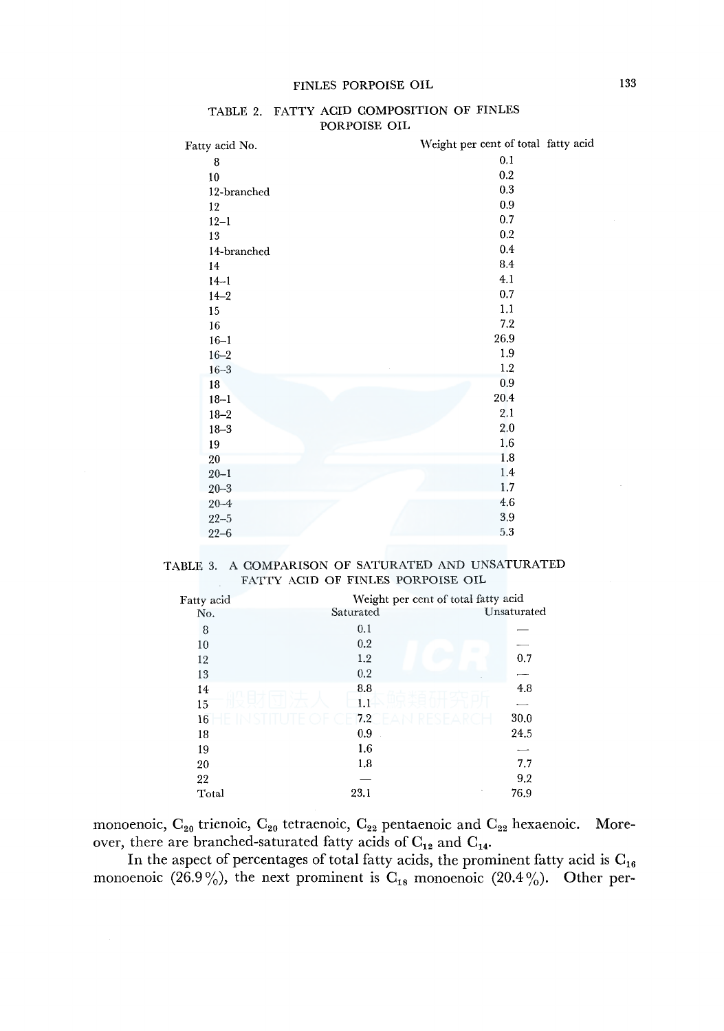TABLE 2. FATTY ACID COMPOSITION OF FINLES PORPOISE OIL

| Fatty acid No. | Weight per cent of total fatty acid |
|---|---|
| 8 | 0.1 |
| 10 | 0.2 |
| 12-branched | 0.3 |
| 12 | 0.9 |
| 12–1 | 0.7 |
| 13 | 0.2 |
| 14-branched | 0.4 |
| 14 | 8.4 |
| 14–1 | 4.1 |
| 14–2 | 0.7 |
| 15 | 1.1 |
| 16 | 7.2 |
| 16–1 | 26.9 |
| 16–2 | 1.9 |
| 16–3 | 1.2 |
| 18 | 0.9 |
| 18–1 | 20.4 |
| 18–2 | 2.1 |
| 18–3 | 2.0 |
| 19 | 1.6 |
| 20 | 1.8 |
| 20–1 | 1.4 |
| 20–3 | 1.7 |
| 20–4 | 4.6 |
| 22–5 | 3.9 |
| 22–6 | 5.3 |

TABLE 3. A COMPARISON OF SATURATED AND UNSATURATED FATTY ACID OF FINLES PORPOISE OIL

| Fatty acid No. | Weight per cent of total fatty acid | |
|---|---|---|
| | Saturated | Unsaturated |
| 8 | 0.1 | — |
| 10 | 0.2 | — |
| 12 | 1.2 | 0.7 |
| 13 | 0.2 | — |
| 14 | 8.8 | 4.8 |
| 15 | 1.1 | — |
| 16 | 7.2 | 30.0 |
| 18 | 0.9 | 24.5 |
| 19 | 1.6 | — |
| 20 | 1.8 | 7.7 |
| 22 | — | 9.2 |
| Total | 23.1 | 76.9 |

monoenoic, $C_{20}$ trienoic, $C_{20}$ tetraenoic, $C_{22}$ pentaenoic and $C_{22}$ hexaenoic. Moreover, there are branched-saturated fatty acids of $C_{12}$ and $C_{14}$.

In the aspect of percentages of total fatty acids, the prominent fatty acid is $C_{16}$ monoenoic (26.9%), the next prominent is $C_{18}$ monoenoic (20.4%). Other per-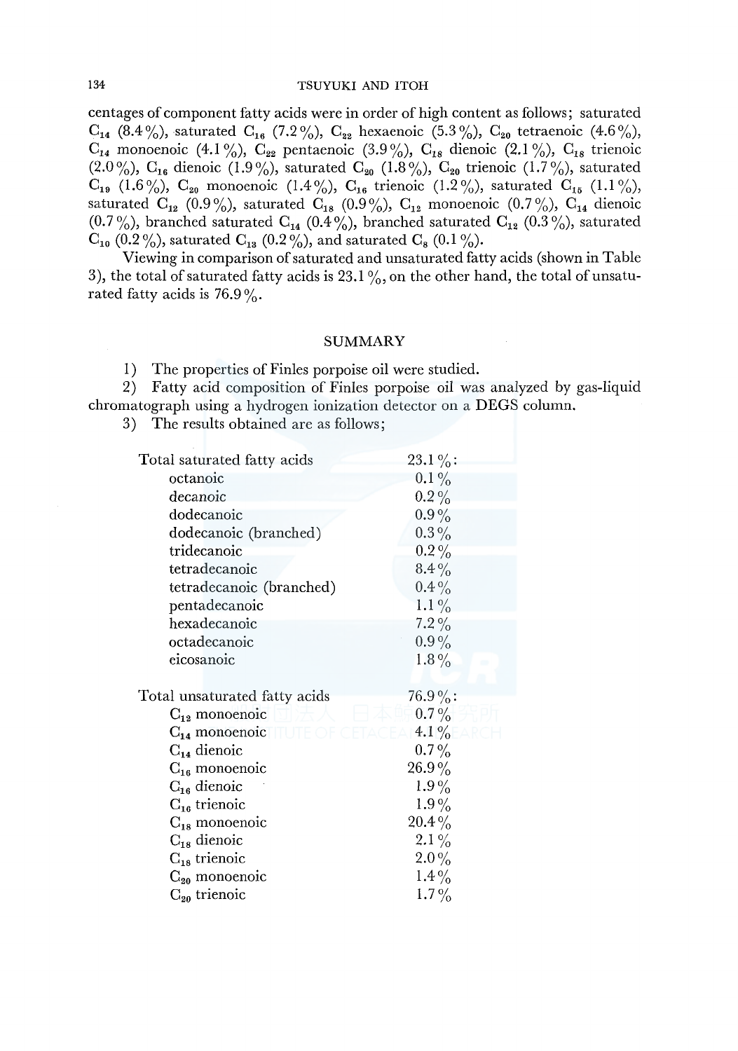centages of component fatty acids were in order of high content as follows; saturated $C_{14}$ (8.4%), saturated $C_{16}$ (7.2%), $C_{22}$ hexaenoic (5.3%), $C_{20}$ tetraenoic (4.6%), $C_{14}$ monoenoic (4.1%), $C_{22}$ pentaenoic (3.9%), $C_{18}$ dienoic (2.1%), $C_{18}$ trienoic (2.0%), $C_{16}$ dienoic (1.9%), saturated $C_{20}$ (1.8%), $C_{20}$ trienoic (1.7%), saturated $C_{19}$ (1.6%), $C_{20}$ monoenoic (1.4%), $C_{16}$ trienoic (1.2%), saturated $C_{15}$ (1.1%), saturated $C_{12}$ (0.9%), saturated $C_{18}$ (0.9%), $C_{12}$ monoenoic (0.7%), $C_{14}$ dienoic (0.7%), branched saturated $C_{14}$ (0.4%), branched saturated $C_{12}$ (0.3%), saturated $C_{10}$ (0.2%), saturated $C_{13}$ (0.2%), and saturated $C_8$ (0.1%).

Viewing in comparison of saturated and unsaturated fatty acids (shown in Table 3), the total of saturated fatty acids is 23.1%, on the other hand, the total of unsaturated fatty acids is 76.9%.

## SUMMARY

1) The properties of Finles porpoise oil were studied.

2) Fatty acid composition of Finles porpoise oil was analyzed by gas-liquid chromatograph using a hydrogen ionization detector on a DEGS column.

3) The results obtained are as follows;

| | |
|---|---|
| Total saturated fatty acids | 23.1%: |
| octanoic | 0.1% |
| decanoic | 0.2% |
| dodecanoic | 0.9% |
| dodecanoic (branched) | 0.3% |
| tridecanoic | 0.2% |
| tetradecanoic | 8.4% |
| tetradecanoic (branched) | 0.4% |
| pentadecanoic | 1.1% |
| hexadecanoic | 7.2% |
| octadecanoic | 0.9% |
| eicosanoic | 1.8% |
| Total unsaturated fatty acids | 76.9%: |
| $C_{12}$ monoenoic | 0.7% |
| $C_{14}$ monoenoic | 4.1% |
| $C_{14}$ dienoic | 0.7% |
| $C_{16}$ monoenoic | 26.9% |
| $C_{16}$ dienoic | 1.9% |
| $C_{16}$ trienoic | 1.9% |
| $C_{18}$ monoenoic | 20.4% |
| $C_{18}$ dienoic | 2.1% |
| $C_{18}$ trienoic | 2.0% |
| $C_{20}$ monoenoic | 1.4% |
| $C_{20}$ trienoic | 1.7% |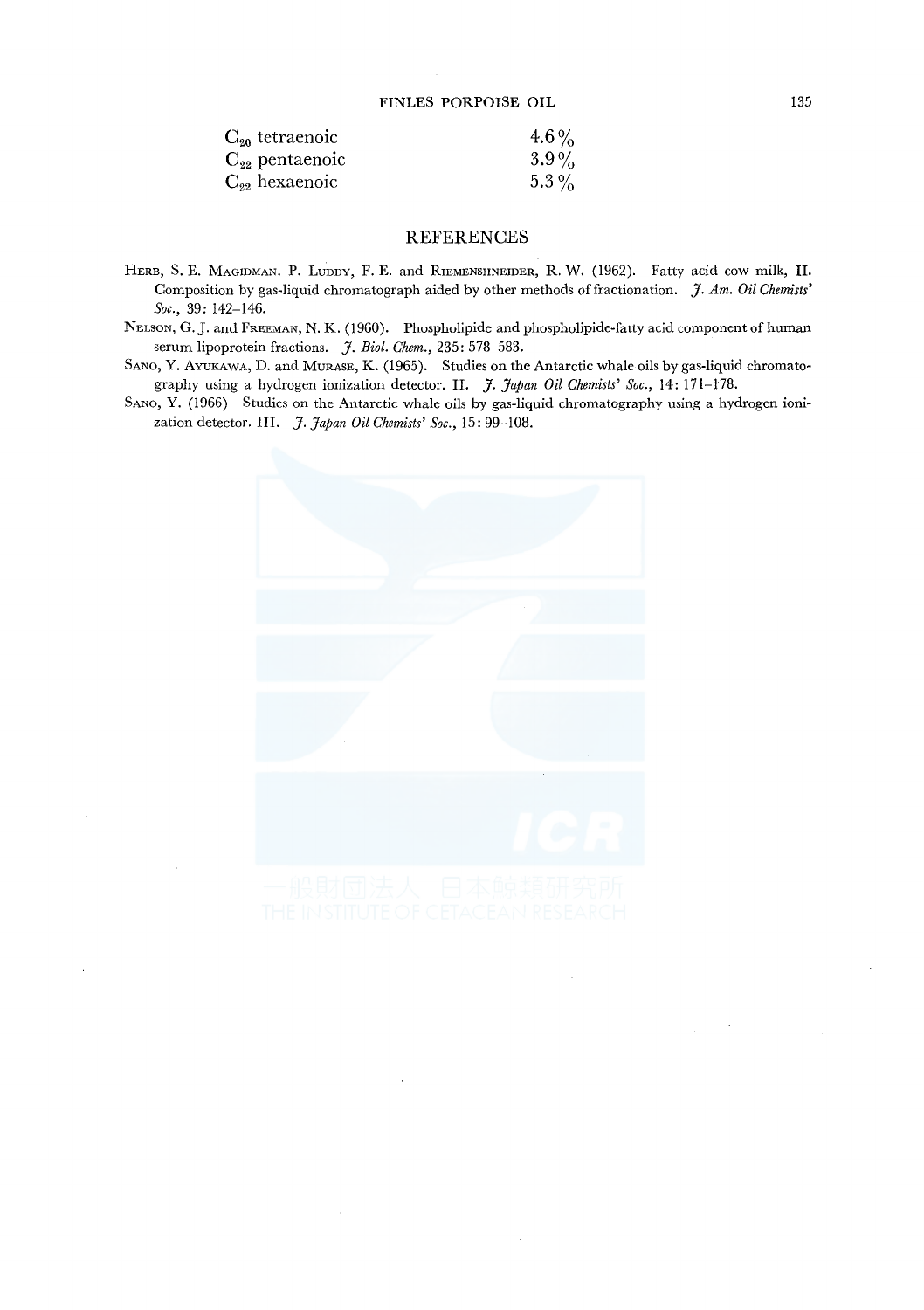| | |
|---|---|
| $C_{20}$ tetraenoic | 4.6% |
| $C_{22}$ pentaenoic | 3.9% |
| $C_{22}$ hexaenoic | 5.3% |

## REFERENCES

Herb, S. E. Magidman. P. Luddy, F. E. and Riemenshneider, R. W. (1962). Fatty acid cow milk, II. Composition by gas-liquid chromatograph aided by other methods of fractionation. *J. Am. Oil Chemists' Soc.*, 39: 142–146.

Nelson, G. J. and Freeman, N. K. (1960). Phospholipide and phospholipide-fatty acid component of human serum lipoprotein fractions. *J. Biol. Chem.*, 235: 578–583.

Sano, Y. Ayukawa, D. and Murase, K. (1965). Studies on the Antarctic whale oils by gas-liquid chromatography using a hydrogen ionization detector. II. *J. Japan Oil Chemists' Soc.*, 14: 171–178.

Sano, Y. (1966) Studies on the Antarctic whale oils by gas-liquid chromatography using a hydrogen ionization detector. III. *J. Japan Oil Chemists' Soc.*, 15: 99–108.